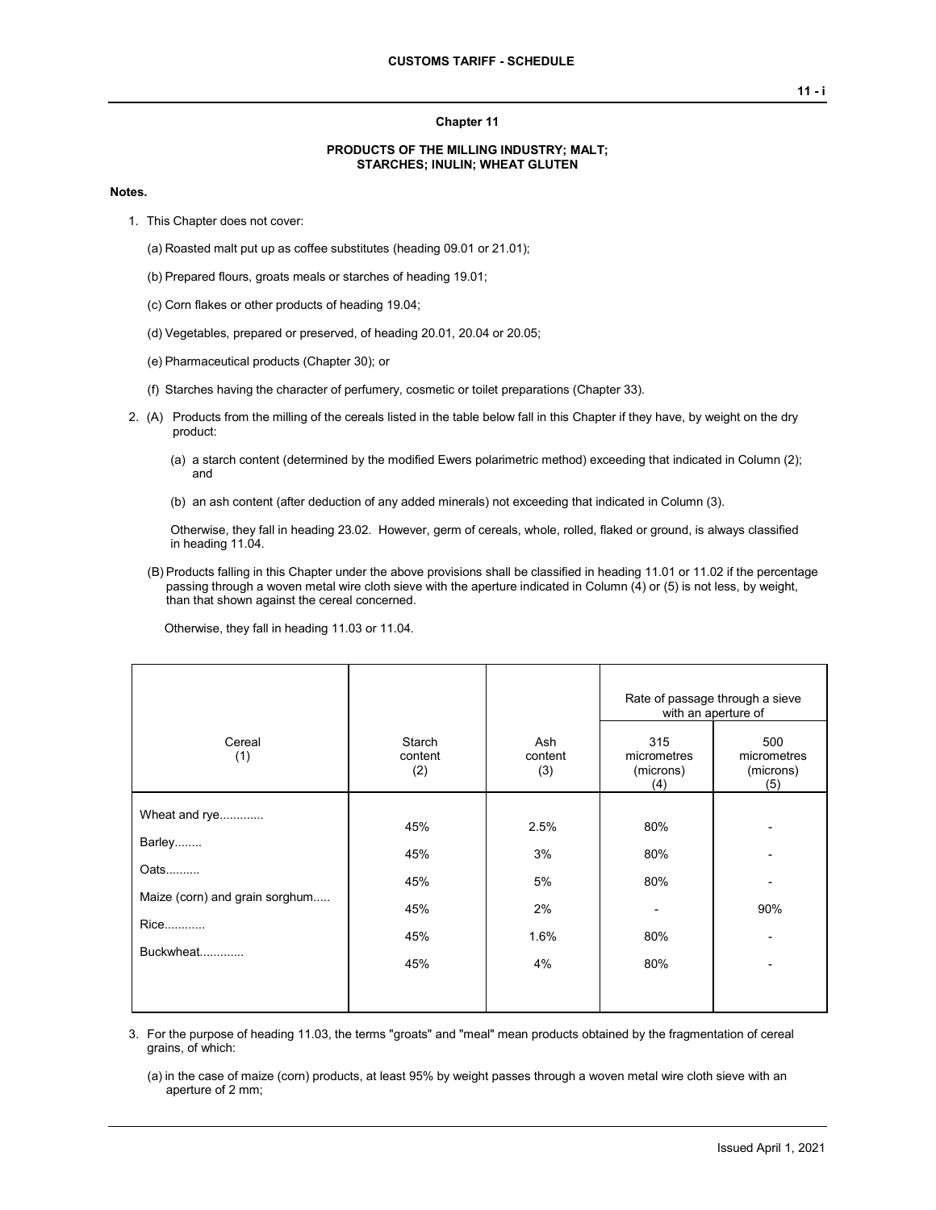### Chapter 11

### PRODUCTS OF THE MILLING INDUSTRY; MALT; STARCHES; INULIN; WHEAT GLUTEN

**Notes.**

1. This Chapter does not cover:

   (a) Roasted malt put up as coffee substitutes (heading 09.01 or 21.01);

   (b) Prepared flours, groats meals or starches of heading 19.01;

   (c) Corn flakes or other products of heading 19.04;

   (d) Vegetables, prepared or preserved, of heading 20.01, 20.04 or 20.05;

   (e) Pharmaceutical products (Chapter 30); or

   (f) Starches having the character of perfumery, cosmetic or toilet preparations (Chapter 33).

2. (A) Products from the milling of the cereals listed in the table below fall in this Chapter if they have, by weight on the dry product:

   (a) a starch content (determined by the modified Ewers polarimetric method) exceeding that indicated in Column (2); and

   (b) an ash content (after deduction of any added minerals) not exceeding that indicated in Column (3).

   Otherwise, they fall in heading 23.02. However, germ of cereals, whole, rolled, flaked or ground, is always classified in heading 11.04.

   (B) Products falling in this Chapter under the above provisions shall be classified in heading 11.01 or 11.02 if the percentage passing through a woven metal wire cloth sieve with the aperture indicated in Column (4) or (5) is not less, by weight, than that shown against the cereal concerned.

   Otherwise, they fall in heading 11.03 or 11.04.

| Cereal (1) | Starch content (2) | Ash content (3) | Rate of passage through a sieve with an aperture of | |
|---|---|---|---|---|
| | | | 315 micrometres (microns) (4) | 500 micrometres (microns) (5) |
| Wheat and rye............ | 45% | 2.5% | 80% | - |
| Barley........ | 45% | 3% | 80% | - |
| Oats.......... | 45% | 5% | 80% | - |
| Maize (corn) and grain sorghum..... | 45% | 2% | - | 90% |
| Rice........... | 45% | 1.6% | 80% | - |
| Buckwheat............ | 45% | 4% | 80% | - |

3. For the purpose of heading 11.03, the terms "groats" and "meal" mean products obtained by the fragmentation of cereal grains, of which:

   (a) in the case of maize (corn) products, at least 95% by weight passes through a woven metal wire cloth sieve with an aperture of 2 mm;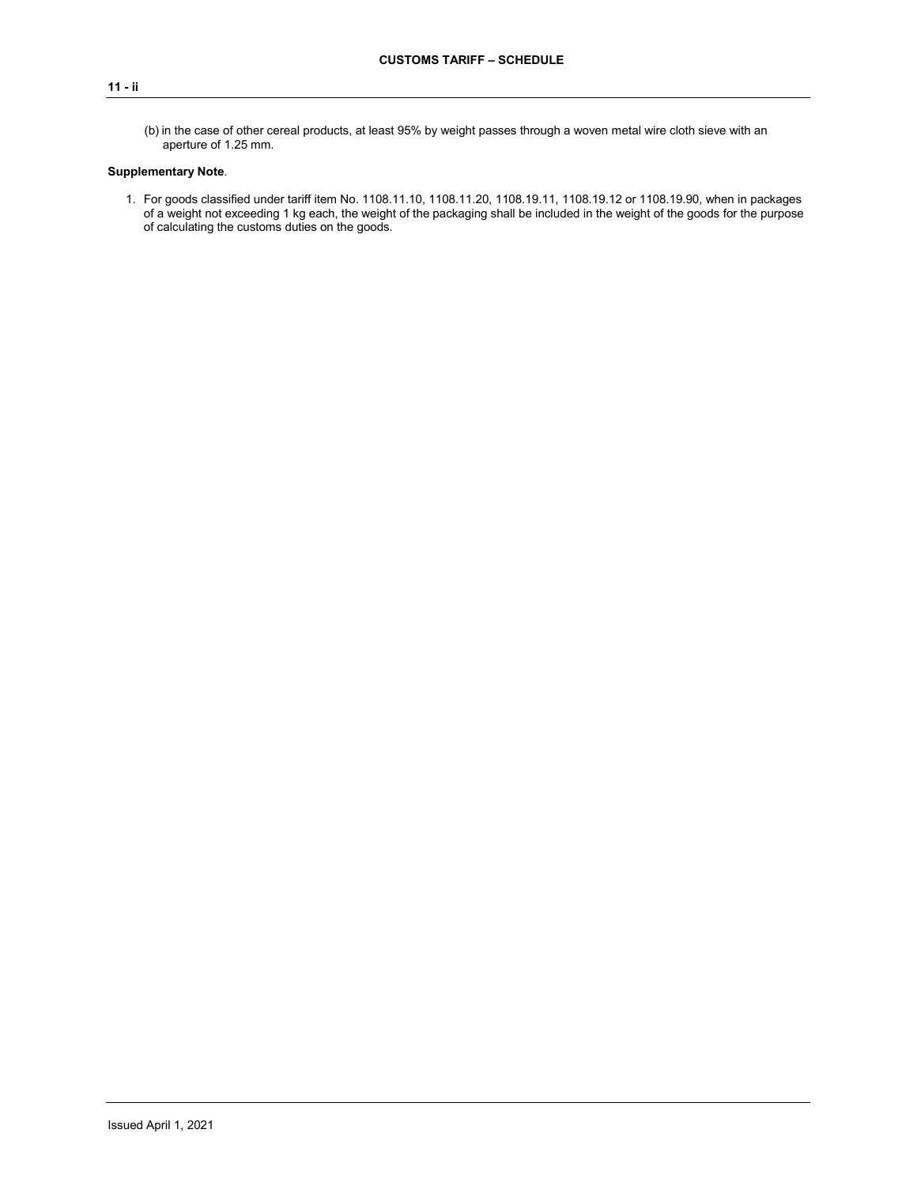(b) in the case of other cereal products, at least 95% by weight passes through a woven metal wire cloth sieve with an aperture of 1.25 mm.

**Supplementary Note**.

1. For goods classified under tariff item No. 1108.11.10, 1108.11.20, 1108.19.11, 1108.19.12 or 1108.19.90, when in packages of a weight not exceeding 1 kg each, the weight of the packaging shall be included in the weight of the goods for the purpose of calculating the customs duties on the goods.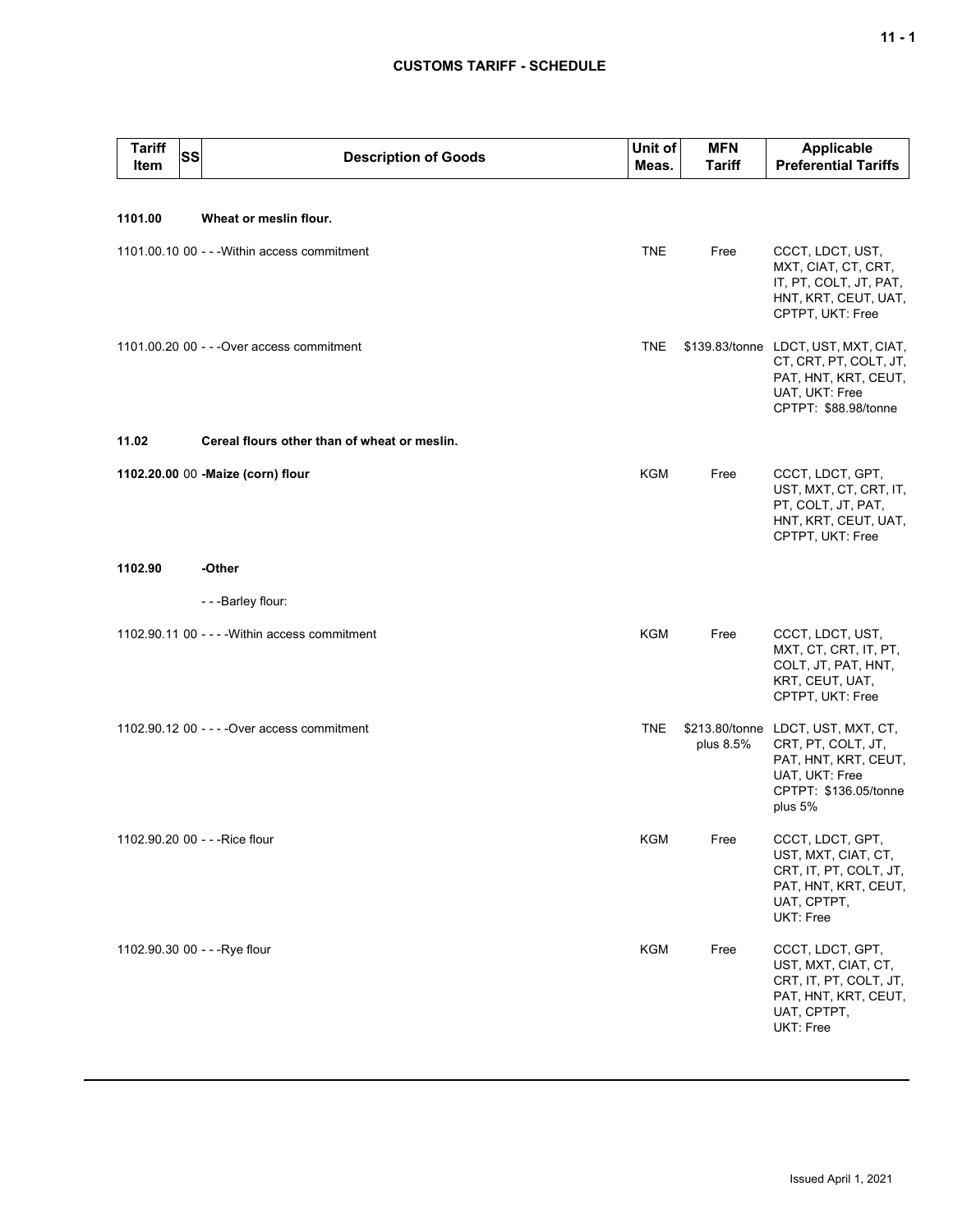| Tariff Item | SS | Description of Goods | Unit of Meas. | MFN Tariff | Applicable Preferential Tariffs |
|---|---|---|---|---|---|
| **1101.00** | | **Wheat or meslin flour.** | | | |
| 1101.00.10 | 00 | - - -Within access commitment | TNE | Free | CCCT, LDCT, UST, MXT, CIAT, CT, CRT, IT, PT, COLT, JT, PAT, HNT, KRT, CEUT, UAT, CPTPT, UKT: Free |
| 1101.00.20 | 00 | - - -Over access commitment | TNE | $139.83/tonne | LDCT, UST, MXT, CIAT, CT, CRT, PT, COLT, JT, PAT, HNT, KRT, CEUT, UAT, UKT: Free<br>CPTPT: $88.98/tonne |
| **11.02** | | **Cereal flours other than of wheat or meslin.** | | | |
| **1102.20.00** | 00 | **-Maize (corn) flour** | KGM | Free | CCCT, LDCT, GPT, UST, MXT, CT, CRT, IT, PT, COLT, JT, PAT, HNT, KRT, CEUT, UAT, CPTPT, UKT: Free |
| **1102.90** | | **-Other** | | | |
| | | - - -Barley flour: | | | |
| 1102.90.11 | 00 | - - - -Within access commitment | KGM | Free | CCCT, LDCT, UST, MXT, CT, CRT, IT, PT, COLT, JT, PAT, HNT, KRT, CEUT, UAT, CPTPT, UKT: Free |
| 1102.90.12 | 00 | - - - -Over access commitment | TNE | $213.80/tonne plus 8.5% | LDCT, UST, MXT, CT, CRT, PT, COLT, JT, PAT, HNT, KRT, CEUT, UAT, UKT: Free<br>CPTPT: $136.05/tonne plus 5% |
| 1102.90.20 | 00 | - - -Rice flour | KGM | Free | CCCT, LDCT, GPT, UST, MXT, CIAT, CT, CRT, IT, PT, COLT, JT, PAT, HNT, KRT, CEUT, UAT, CPTPT, UKT: Free |
| 1102.90.30 | 00 | - - -Rye flour | KGM | Free | CCCT, LDCT, GPT, UST, MXT, CIAT, CT, CRT, IT, PT, COLT, JT, PAT, HNT, KRT, CEUT, UAT, CPTPT, UKT: Free |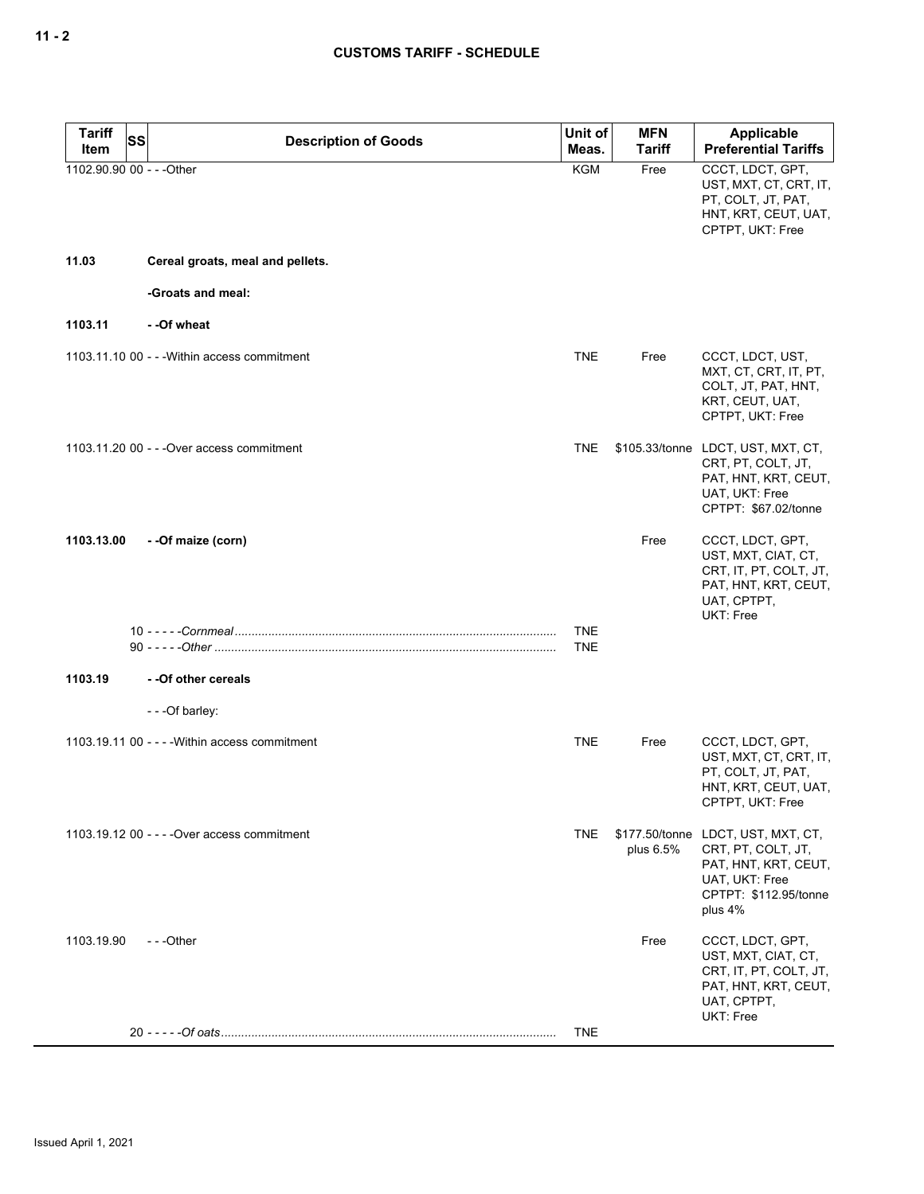| Tariff Item | SS | Description of Goods | Unit of Meas. | MFN Tariff | Applicable Preferential Tariffs |
|---|---|---|---|---|---|
| 1102.90.90 | 00 | - - -Other | KGM | Free | CCCT, LDCT, GPT, UST, MXT, CT, CRT, IT, PT, COLT, JT, PAT, HNT, KRT, CEUT, UAT, CPTPT, UKT: Free |
| **11.03** | | **Cereal groats, meal and pellets.** | | | |
| | | **-Groats and meal:** | | | |
| **1103.11** | | **- -Of wheat** | | | |
| 1103.11.10 | 00 | - - -Within access commitment | TNE | Free | CCCT, LDCT, UST, MXT, CT, CRT, IT, PT, COLT, JT, PAT, HNT, KRT, CEUT, UAT, CPTPT, UKT: Free |
| 1103.11.20 | 00 | - - -Over access commitment | TNE | $105.33/tonne | LDCT, UST, MXT, CT, CRT, PT, COLT, JT, PAT, HNT, KRT, CEUT, UAT, UKT: Free<br>CPTPT: $67.02/tonne |
| **1103.13.00** | | **- -Of maize (corn)** | | Free | CCCT, LDCT, GPT, UST, MXT, CIAT, CT, CRT, IT, PT, COLT, JT, PAT, HNT, KRT, CEUT, UAT, CPTPT, UKT: Free |
| | 10 | - - - - -*Cornmeal* | TNE | | |
| | 90 | - - - - -*Other* | TNE | | |
| **1103.19** | | **- -Of other cereals** | | | |
| | | - - -Of barley: | | | |
| 1103.19.11 | 00 | - - - -Within access commitment | TNE | Free | CCCT, LDCT, GPT, UST, MXT, CT, CRT, IT, PT, COLT, JT, PAT, HNT, KRT, CEUT, UAT, CPTPT, UKT: Free |
| 1103.19.12 | 00 | - - - -Over access commitment | TNE | $177.50/tonne plus 6.5% | LDCT, UST, MXT, CT, CRT, PT, COLT, JT, PAT, HNT, KRT, CEUT, UAT, UKT: Free<br>CPTPT: $112.95/tonne plus 4% |
| 1103.19.90 | | - - -Other | | Free | CCCT, LDCT, GPT, UST, MXT, CIAT, CT, CRT, IT, PT, COLT, JT, PAT, HNT, KRT, CEUT, UAT, CPTPT, UKT: Free |
| | 20 | - - - - -*Of oats* | TNE | | |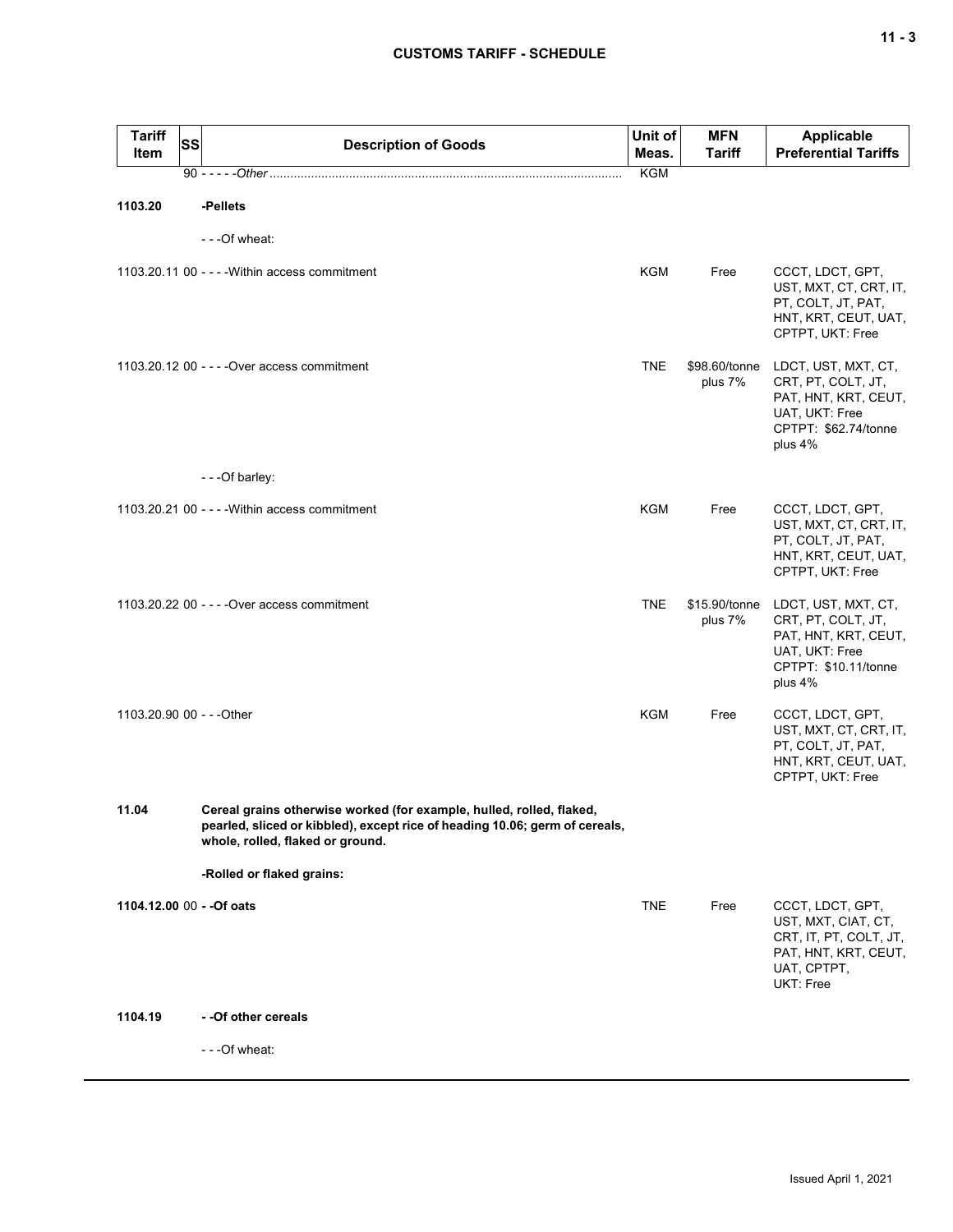| Tariff Item | SS | Description of Goods | Unit of Meas. | MFN Tariff | Applicable Preferential Tariffs |
|---|---|---|---|---|---|
| | | 90 - - - - -*Other* | KGM | | |
| **1103.20** | | **-Pellets** | | | |
| | | - - -Of wheat: | | | |
| 1103.20.11 | 00 | - - - -Within access commitment | KGM | Free | CCCT, LDCT, GPT, UST, MXT, CT, CRT, IT, PT, COLT, JT, PAT, HNT, KRT, CEUT, UAT, CPTPT, UKT: Free |
| 1103.20.12 | 00 | - - - -Over access commitment | TNE | $98.60/tonne plus 7% | LDCT, UST, MXT, CT, CRT, PT, COLT, JT, PAT, HNT, KRT, CEUT, UAT, UKT: Free<br>CPTPT: $62.74/tonne plus 4% |
| | | - - -Of barley: | | | |
| 1103.20.21 | 00 | - - - -Within access commitment | KGM | Free | CCCT, LDCT, GPT, UST, MXT, CT, CRT, IT, PT, COLT, JT, PAT, HNT, KRT, CEUT, UAT, CPTPT, UKT: Free |
| 1103.20.22 | 00 | - - - -Over access commitment | TNE | $15.90/tonne plus 7% | LDCT, UST, MXT, CT, CRT, PT, COLT, JT, PAT, HNT, KRT, CEUT, UAT, UKT: Free<br>CPTPT: $10.11/tonne plus 4% |
| 1103.20.90 | 00 | - - -Other | KGM | Free | CCCT, LDCT, GPT, UST, MXT, CT, CRT, IT, PT, COLT, JT, PAT, HNT, KRT, CEUT, UAT, CPTPT, UKT: Free |
| **11.04** | | **Cereal grains otherwise worked (for example, hulled, rolled, flaked, pearled, sliced or kibbled), except rice of heading 10.06; germ of cereals, whole, rolled, flaked or ground.** | | | |
| | | **-Rolled or flaked grains:** | | | |
| **1104.12.00** | 00 | **- -Of oats** | TNE | Free | CCCT, LDCT, GPT, UST, MXT, CIAT, CT, CRT, IT, PT, COLT, JT, PAT, HNT, KRT, CEUT, UAT, CPTPT, UKT: Free |
| **1104.19** | | **- -Of other cereals** | | | |
| | | - - -Of wheat: | | | |

Issued April 1, 2021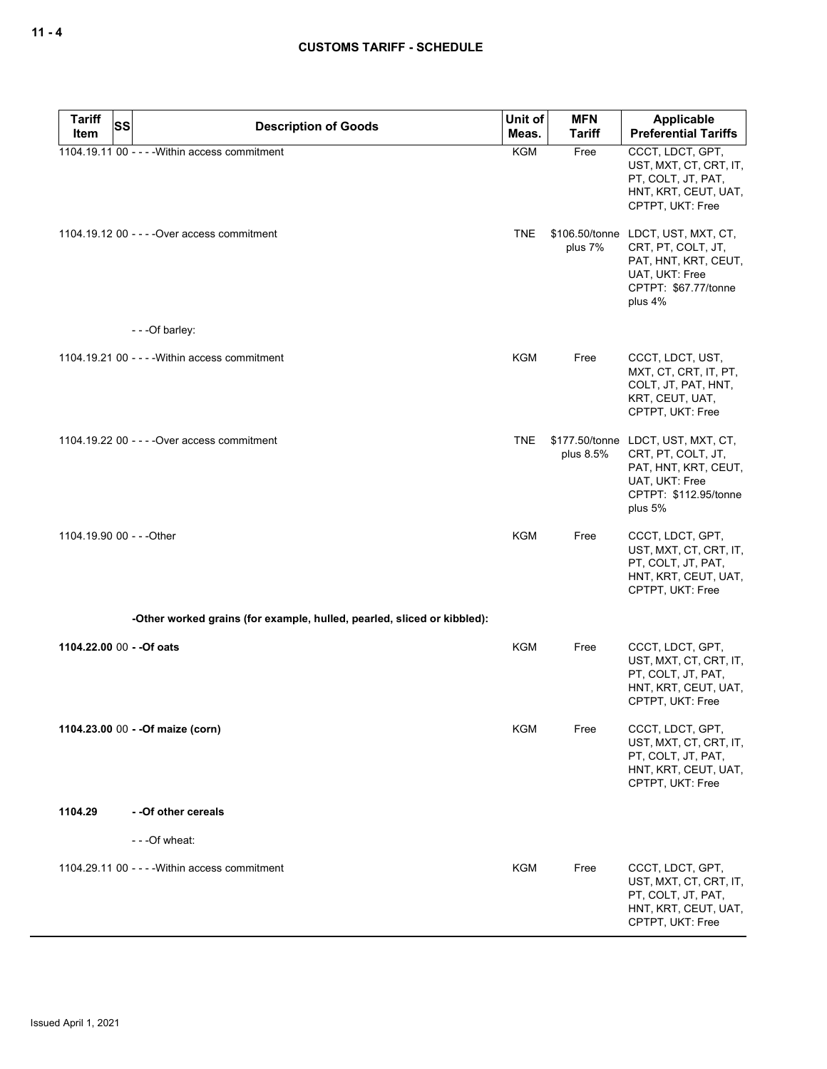| Tariff Item | SS | Description of Goods | Unit of Meas. | MFN Tariff | Applicable Preferential Tariffs |
|---|---|---|---|---|---|
| 1104.19.11 | 00 | - - - -Within access commitment | KGM | Free | CCCT, LDCT, GPT, UST, MXT, CT, CRT, IT, PT, COLT, JT, PAT, HNT, KRT, CEUT, UAT, CPTPT, UKT: Free |
| 1104.19.12 | 00 | - - - -Over access commitment | TNE | $106.50/tonne plus 7% | LDCT, UST, MXT, CT, CRT, PT, COLT, JT, PAT, HNT, KRT, CEUT, UAT, UKT: Free<br>CPTPT: $67.77/tonne plus 4% |
| | | - - -Of barley: | | | |
| 1104.19.21 | 00 | - - - -Within access commitment | KGM | Free | CCCT, LDCT, UST, MXT, CT, CRT, IT, PT, COLT, JT, PAT, HNT, KRT, CEUT, UAT, CPTPT, UKT: Free |
| 1104.19.22 | 00 | - - - -Over access commitment | TNE | $177.50/tonne plus 8.5% | LDCT, UST, MXT, CT, CRT, PT, COLT, JT, PAT, HNT, KRT, CEUT, UAT, UKT: Free<br>CPTPT: $112.95/tonne plus 5% |
| 1104.19.90 | 00 | - - -Other | KGM | Free | CCCT, LDCT, GPT, UST, MXT, CT, CRT, IT, PT, COLT, JT, PAT, HNT, KRT, CEUT, UAT, CPTPT, UKT: Free |
| | | **-Other worked grains (for example, hulled, pearled, sliced or kibbled):** | | | |
| **1104.22.00** | 00 | **- -Of oats** | KGM | Free | CCCT, LDCT, GPT, UST, MXT, CT, CRT, IT, PT, COLT, JT, PAT, HNT, KRT, CEUT, UAT, CPTPT, UKT: Free |
| **1104.23.00** | 00 | **- -Of maize (corn)** | KGM | Free | CCCT, LDCT, GPT, UST, MXT, CT, CRT, IT, PT, COLT, JT, PAT, HNT, KRT, CEUT, UAT, CPTPT, UKT: Free |
| **1104.29** | | **- -Of other cereals** | | | |
| | | - - -Of wheat: | | | |
| 1104.29.11 | 00 | - - - -Within access commitment | KGM | Free | CCCT, LDCT, GPT, UST, MXT, CT, CRT, IT, PT, COLT, JT, PAT, HNT, KRT, CEUT, UAT, CPTPT, UKT: Free |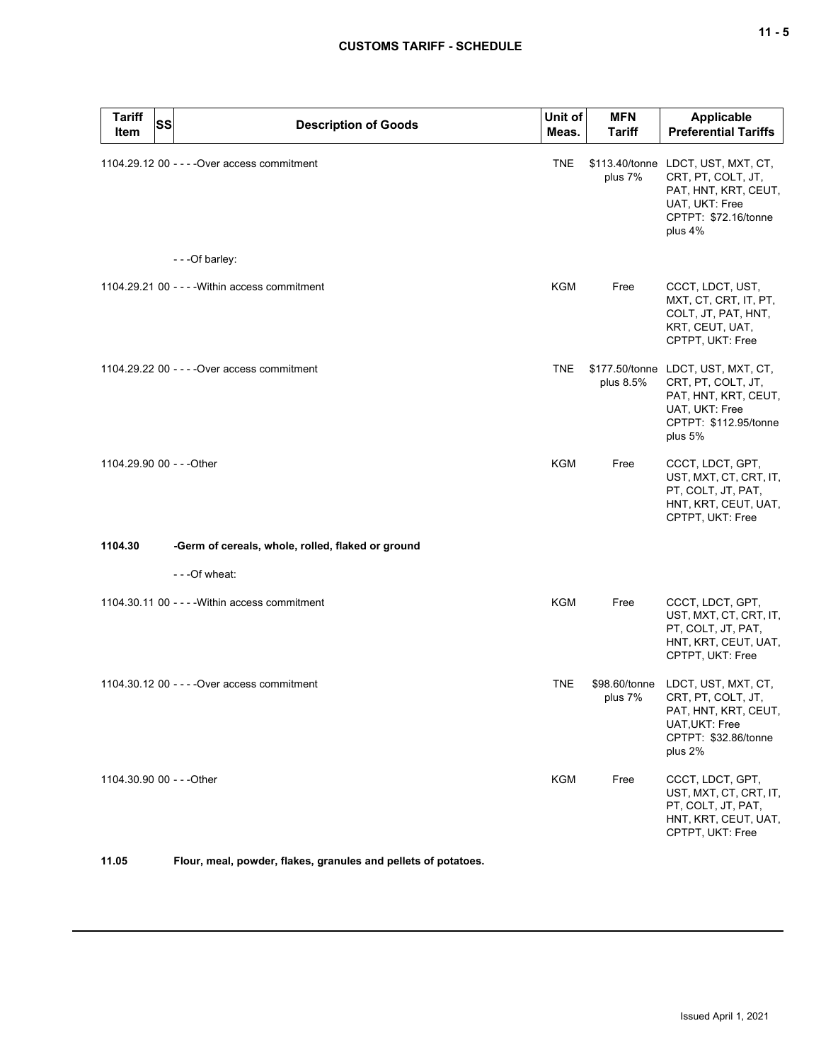| Tariff Item | SS | Description of Goods | Unit of Meas. | MFN Tariff | Applicable Preferential Tariffs |
|---|---|---|---|---|---|
| 1104.29.12 00 | | - - - -Over access commitment | TNE | $113.40/tonne plus 7% | LDCT, UST, MXT, CT, CRT, PT, COLT, JT, PAT, HNT, KRT, CEUT, UAT, UKT: Free<br>CPTPT: $72.16/tonne plus 4% |
| | | - - -Of barley: | | | |
| 1104.29.21 00 | | - - - -Within access commitment | KGM | Free | CCCT, LDCT, UST, MXT, CT, CRT, IT, PT, COLT, JT, PAT, HNT, KRT, CEUT, UAT, CPTPT, UKT: Free |
| 1104.29.22 00 | | - - - -Over access commitment | TNE | $177.50/tonne plus 8.5% | LDCT, UST, MXT, CT, CRT, PT, COLT, JT, PAT, HNT, KRT, CEUT, UAT, UKT: Free<br>CPTPT: $112.95/tonne plus 5% |
| 1104.29.90 00 | | - - -Other | KGM | Free | CCCT, LDCT, GPT, UST, MXT, CT, CRT, IT, PT, COLT, JT, PAT, HNT, KRT, CEUT, UAT, CPTPT, UKT: Free |
| **1104.30** | | **-Germ of cereals, whole, rolled, flaked or ground** | | | |
| | | - - -Of wheat: | | | |
| 1104.30.11 00 | | - - - -Within access commitment | KGM | Free | CCCT, LDCT, GPT, UST, MXT, CT, CRT, IT, PT, COLT, JT, PAT, HNT, KRT, CEUT, UAT, CPTPT, UKT: Free |
| 1104.30.12 00 | | - - - -Over access commitment | TNE | $98.60/tonne plus 7% | LDCT, UST, MXT, CT, CRT, PT, COLT, JT, PAT, HNT, KRT, CEUT, UAT,UKT: Free<br>CPTPT: $32.86/tonne plus 2% |
| 1104.30.90 00 | | - - -Other | KGM | Free | CCCT, LDCT, GPT, UST, MXT, CT, CRT, IT, PT, COLT, JT, PAT, HNT, KRT, CEUT, UAT, CPTPT, UKT: Free |
| **11.05** | | **Flour, meal, powder, flakes, granules and pellets of potatoes.** | | | |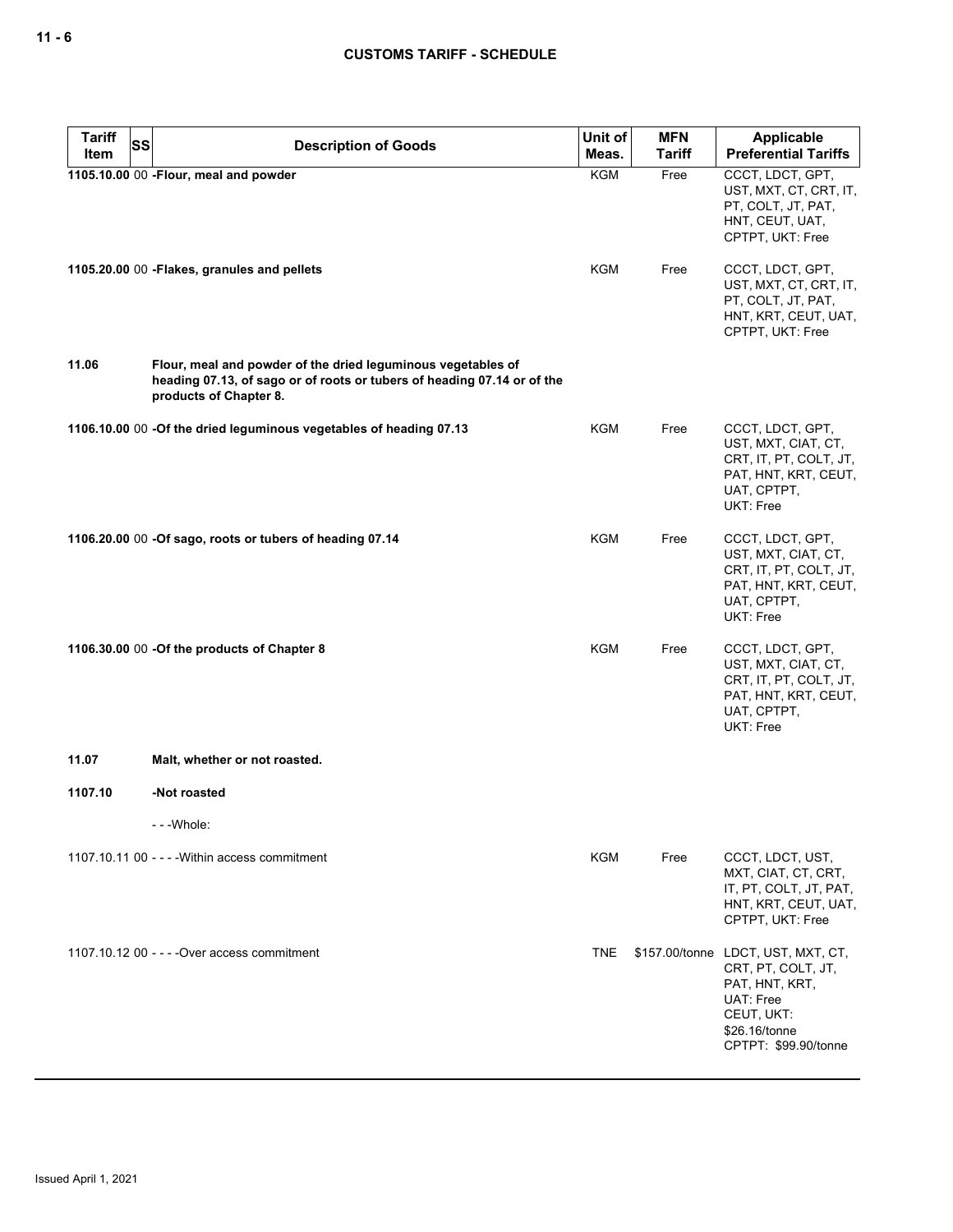## CUSTOMS TARIFF - SCHEDULE

| Tariff Item | SS | Description of Goods | Unit of Meas. | MFN Tariff | Applicable Preferential Tariffs |
|---|---|---|---|---|---|
| 1105.10.00 | 00 | **-Flour, meal and powder** | KGM | Free | CCCT, LDCT, GPT, UST, MXT, CT, CRT, IT, PT, COLT, JT, PAT, HNT, CEUT, UAT, CPTPT, UKT: Free |
| 1105.20.00 | 00 | **-Flakes, granules and pellets** | KGM | Free | CCCT, LDCT, GPT, UST, MXT, CT, CRT, IT, PT, COLT, JT, PAT, HNT, KRT, CEUT, UAT, CPTPT, UKT: Free |
| **11.06** | | **Flour, meal and powder of the dried leguminous vegetables of heading 07.13, of sago or of roots or tubers of heading 07.14 or of the products of Chapter 8.** | | | |
| 1106.10.00 | 00 | **-Of the dried leguminous vegetables of heading 07.13** | KGM | Free | CCCT, LDCT, GPT, UST, MXT, CIAT, CT, CRT, IT, PT, COLT, JT, PAT, HNT, KRT, CEUT, UAT, CPTPT, UKT: Free |
| 1106.20.00 | 00 | **-Of sago, roots or tubers of heading 07.14** | KGM | Free | CCCT, LDCT, GPT, UST, MXT, CIAT, CT, CRT, IT, PT, COLT, JT, PAT, HNT, KRT, CEUT, UAT, CPTPT, UKT: Free |
| 1106.30.00 | 00 | **-Of the products of Chapter 8** | KGM | Free | CCCT, LDCT, GPT, UST, MXT, CIAT, CT, CRT, IT, PT, COLT, JT, PAT, HNT, KRT, CEUT, UAT, CPTPT, UKT: Free |
| **11.07** | | **Malt, whether or not roasted.** | | | |
| **1107.10** | | **-Not roasted** | | | |
| | | - - -Whole: | | | |
| 1107.10.11 | 00 | - - - -Within access commitment | KGM | Free | CCCT, LDCT, UST, MXT, CIAT, CT, CRT, IT, PT, COLT, JT, PAT, HNT, KRT, CEUT, UAT, CPTPT, UKT: Free |
| 1107.10.12 | 00 | - - - -Over access commitment | TNE | $157.00/tonne | LDCT, UST, MXT, CT, CRT, PT, COLT, JT, PAT, HNT, KRT, UAT: Free<br>CEUT, UKT: $26.16/tonne<br>CPTPT: $99.90/tonne |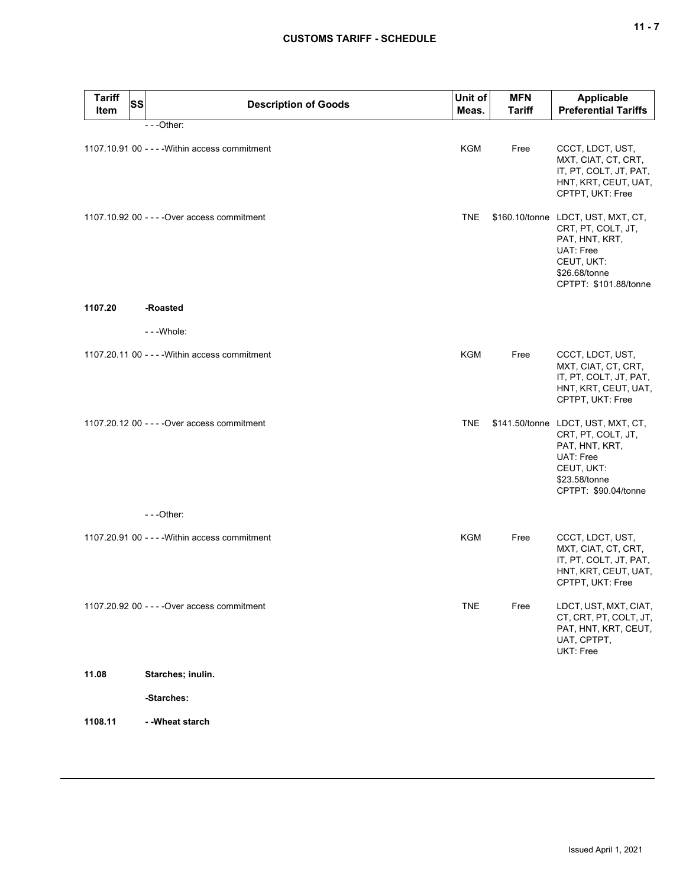| Tariff Item | SS | Description of Goods | Unit of Meas. | MFN Tariff | Applicable Preferential Tariffs |
|---|---|---|---|---|---|
| | | - - -Other: | | | |
| 1107.10.91 | 00 | - - - -Within access commitment | KGM | Free | CCCT, LDCT, UST, MXT, CIAT, CT, CRT, IT, PT, COLT, JT, PAT, HNT, KRT, CEUT, UAT, CPTPT, UKT: Free |
| 1107.10.92 | 00 | - - - -Over access commitment | TNE | $160.10/tonne | LDCT, UST, MXT, CT, CRT, PT, COLT, JT, PAT, HNT, KRT, UAT: Free<br>CEUT, UKT: $26.68/tonne<br>CPTPT: $101.88/tonne |
| **1107.20** | | **-Roasted** | | | |
| | | - - -Whole: | | | |
| 1107.20.11 | 00 | - - - -Within access commitment | KGM | Free | CCCT, LDCT, UST, MXT, CIAT, CT, CRT, IT, PT, COLT, JT, PAT, HNT, KRT, CEUT, UAT, CPTPT, UKT: Free |
| 1107.20.12 | 00 | - - - -Over access commitment | TNE | $141.50/tonne | LDCT, UST, MXT, CT, CRT, PT, COLT, JT, PAT, HNT, KRT, UAT: Free<br>CEUT, UKT: $23.58/tonne<br>CPTPT: $90.04/tonne |
| | | - - -Other: | | | |
| 1107.20.91 | 00 | - - - -Within access commitment | KGM | Free | CCCT, LDCT, UST, MXT, CIAT, CT, CRT, IT, PT, COLT, JT, PAT, HNT, KRT, CEUT, UAT, CPTPT, UKT: Free |
| 1107.20.92 | 00 | - - - -Over access commitment | TNE | Free | LDCT, UST, MXT, CIAT, CT, CRT, PT, COLT, JT, PAT, HNT, KRT, CEUT, UAT, CPTPT, UKT: Free |
| **11.08** | | **Starches; inulin.** | | | |
| | | **-Starches:** | | | |
| **1108.11** | | **- -Wheat starch** | | | |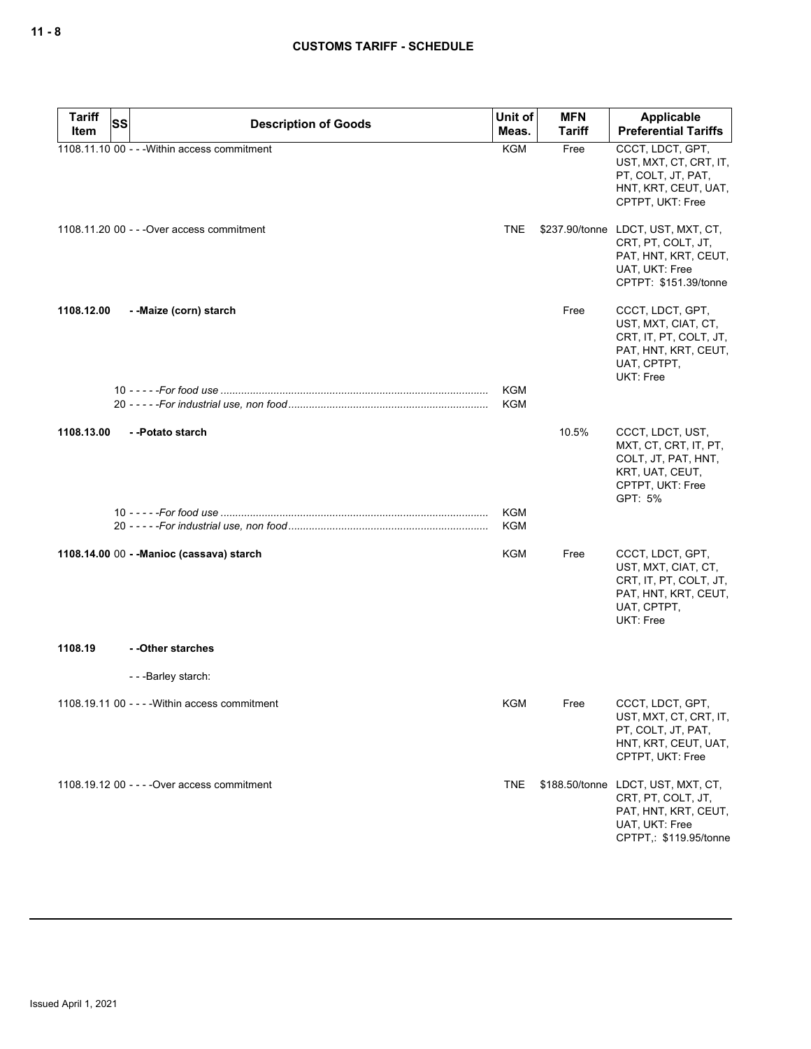| Tariff Item | SS | Description of Goods | Unit of Meas. | MFN Tariff | Applicable Preferential Tariffs |
|---|---|---|---|---|---|
| 1108.11.10 | 00 | - - -Within access commitment | KGM | Free | CCCT, LDCT, GPT, UST, MXT, CT, CRT, IT, PT, COLT, JT, PAT, HNT, KRT, CEUT, UAT, CPTPT, UKT: Free |
| 1108.11.20 | 00 | - - -Over access commitment | TNE | $237.90/tonne | LDCT, UST, MXT, CT, CRT, PT, COLT, JT, PAT, HNT, KRT, CEUT, UAT, UKT: Free<br>CPTPT: $151.39/tonne |
| **1108.12.00** | | **- -Maize (corn) starch** | | Free | CCCT, LDCT, GPT, UST, MXT, CIAT, CT, CRT, IT, PT, COLT, JT, PAT, HNT, KRT, CEUT, UAT, CPTPT, UKT: Free |
| | 10 | - - - - -*For food use* | KGM | | |
| | 20 | - - - - -*For industrial use, non food* | KGM | | |
| **1108.13.00** | | **- -Potato starch** | | 10.5% | CCCT, LDCT, UST, MXT, CT, CRT, IT, PT, COLT, JT, PAT, HNT, KRT, UAT, CEUT, CPTPT, UKT: Free<br>GPT: 5% |
| | 10 | - - - - -*For food use* | KGM | | |
| | 20 | - - - - -*For industrial use, non food* | KGM | | |
| **1108.14.00** | 00 | **- -Manioc (cassava) starch** | KGM | Free | CCCT, LDCT, GPT, UST, MXT, CIAT, CT, CRT, IT, PT, COLT, JT, PAT, HNT, KRT, CEUT, UAT, CPTPT, UKT: Free |
| **1108.19** | | **- -Other starches** | | | |
| | | - - -Barley starch: | | | |
| 1108.19.11 | 00 | - - - -Within access commitment | KGM | Free | CCCT, LDCT, GPT, UST, MXT, CT, CRT, IT, PT, COLT, JT, PAT, HNT, KRT, CEUT, UAT, CPTPT, UKT: Free |
| 1108.19.12 | 00 | - - - -Over access commitment | TNE | $188.50/tonne | LDCT, UST, MXT, CT, CRT, PT, COLT, JT, PAT, HNT, KRT, CEUT, UAT, UKT: Free<br>CPTPT,: $119.95/tonne |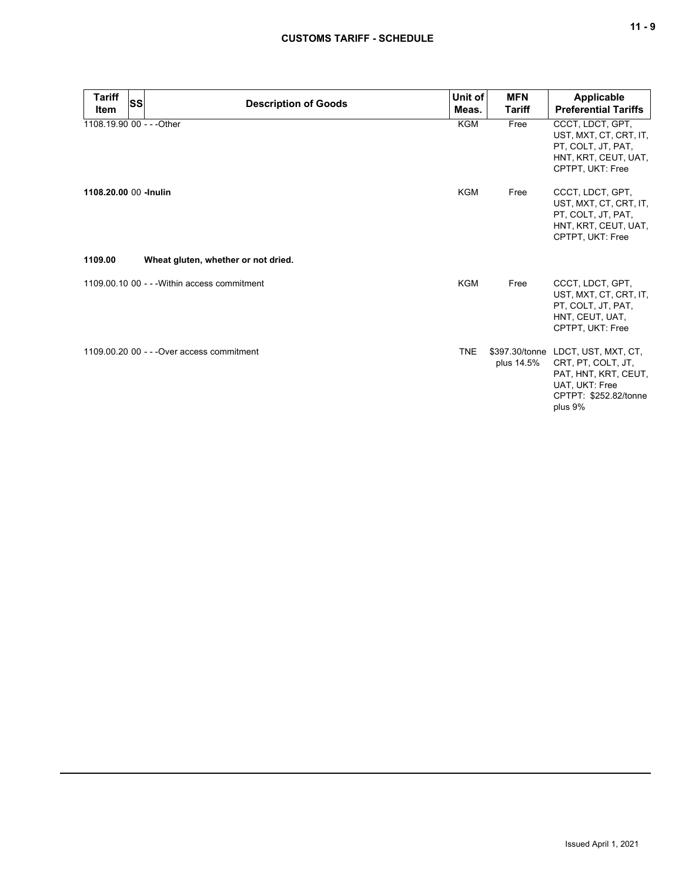| Tariff Item | SS | Description of Goods | Unit of Meas. | MFN Tariff | Applicable Preferential Tariffs |
|---|---|---|---|---|---|
| 1108.19.90 | 00 | - - -Other | KGM | Free | CCCT, LDCT, GPT, UST, MXT, CT, CRT, IT, PT, COLT, JT, PAT, HNT, KRT, CEUT, UAT, CPTPT, UKT: Free |
| **1108.20.00** | 00 | **-Inulin** | KGM | Free | CCCT, LDCT, GPT, UST, MXT, CT, CRT, IT, PT, COLT, JT, PAT, HNT, KRT, CEUT, UAT, CPTPT, UKT: Free |
| **1109.00** | | **Wheat gluten, whether or not dried.** | | | |
| 1109.00.10 | 00 | - - -Within access commitment | KGM | Free | CCCT, LDCT, GPT, UST, MXT, CT, CRT, IT, PT, COLT, JT, PAT, HNT, CEUT, UAT, CPTPT, UKT: Free |
| 1109.00.20 | 00 | - - -Over access commitment | TNE | $397.30/tonne plus 14.5% | LDCT, UST, MXT, CT, CRT, PT, COLT, JT, PAT, HNT, KRT, CEUT, UAT, UKT: Free<br>CPTPT: $252.82/tonne plus 9% |

Issued April 1, 2021